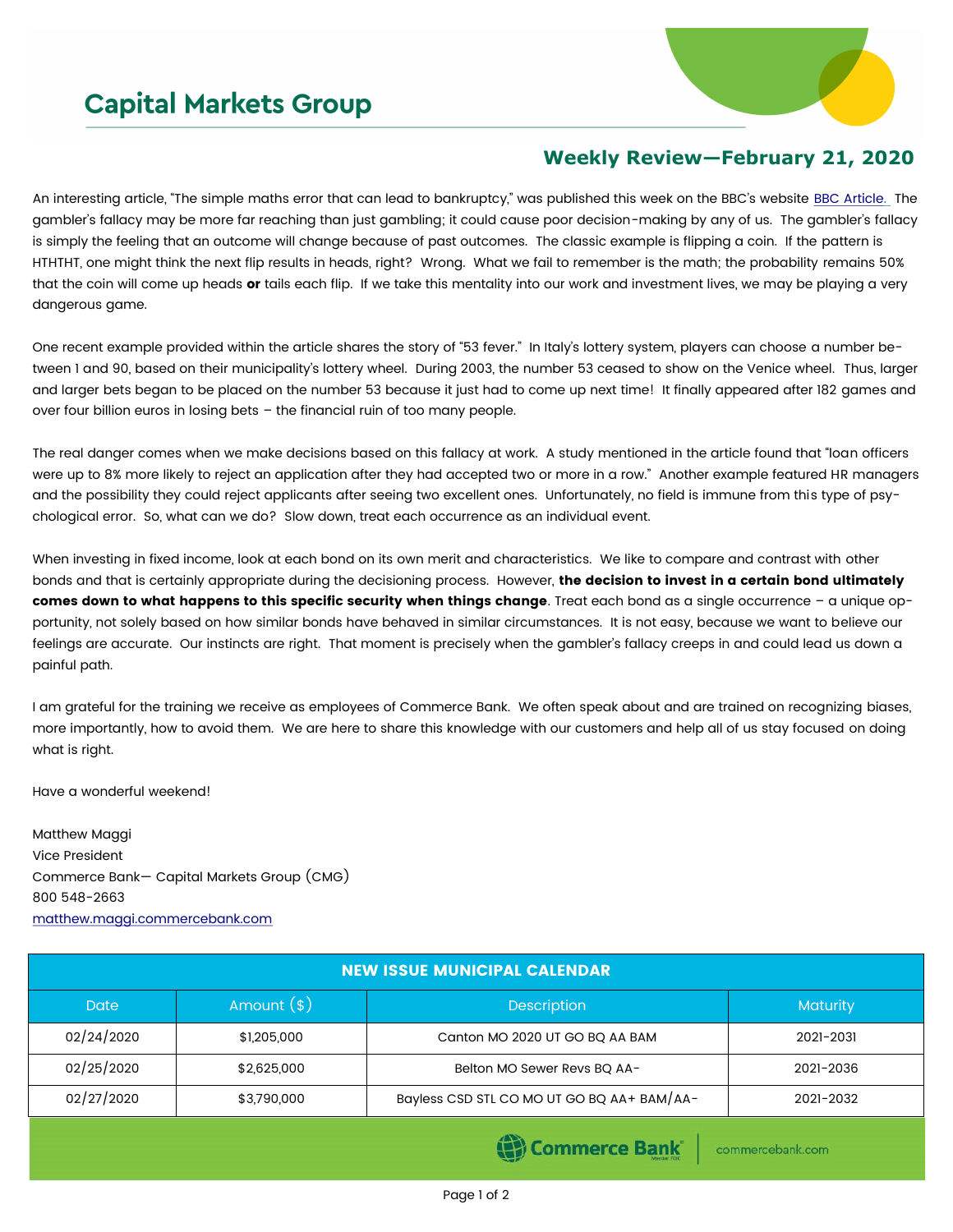# Capital Markets Group

## Weekly Review—February 21, 2020

An interesting article, "The simple maths error that can lead to bankruptcy," was published this week on the BBC's website BBC Article. The gambler's fallacy may be more far reaching than just gambling; it could cause poor decision-making by any of us. The gambler's fallacy is simply the feeling that an outcome will change because of past outcomes. The classic example is flipping a coin. If the pattern is HTHTHT, one might think the next flip results in heads, right? Wrong. What we fail to remember is the math; the probability remains 50% that the coin will come up heads **or** tails each flip. If we take this mentality into our work and investment lives, we may be playing a very dangerous game.

One recent example provided within the article shares the story of "53 fever." In Italy's lottery system, players can choose a number between 1 and 90, based on their municipality's lottery wheel. During 2003, the number 53 ceased to show on the Venice wheel. Thus, larger and larger bets began to be placed on the number 53 because it just had to come up next time! It finally appeared after 182 games and over four billion euros in losing bets – the financial ruin of too many people.

The real danger comes when we make decisions based on this fallacy at work. A study mentioned in the article found that "loan officers were up to 8% more likely to reject an application after they had accepted two or more in a row." Another example featured HR managers and the possibility they could reject applicants after seeing two excellent ones. Unfortunately, no field is immune from this type of psychological error. So, what can we do? Slow down, treat each occurrence as an individual event.

When investing in fixed income, look at each bond on its own merit and characteristics. We like to compare and contrast with other bonds and that is certainly appropriate during the decisioning process. However, **the decision to invest in a certain bond ultimately comes down to what happens to this specific security when things change**. Treat each bond as a single occurrence – a unique opportunity, not solely based on how similar bonds have behaved in similar circumstances. It is not easy, because we want to believe our feelings are accurate. Our instincts are right. That moment is precisely when the gambler's fallacy creeps in and could lead us down a painful path.

I am grateful for the training we receive as employees of Commerce Bank. We often speak about and are trained on recognizing biases, more importantly, how to avoid them. We are here to share this knowledge with our customers and help all of us stay focused on doing what is right.

Have a wonderful weekend!

Matthew Maggi
Vice President
Commerce Bank— Capital Markets Group (CMG)
800 548-2663
matthew.maggi.commercebank.com

| NEW ISSUE MUNICIPAL CALENDAR | | | |
|---|---|---|---|
| Date | Amount ($) | Description | Maturity |
| 02/24/2020 | $1,205,000 | Canton MO 2020 UT GO BQ AA BAM | 2021-2031 |
| 02/25/2020 | $2,625,000 | Belton MO Sewer Revs BQ AA- | 2021-2036 |
| 02/27/2020 | $3,790,000 | Bayless CSD STL CO MO UT GO BQ AA+ BAM/AA- | 2021-2032 |

Commerce Bank | commercebank.com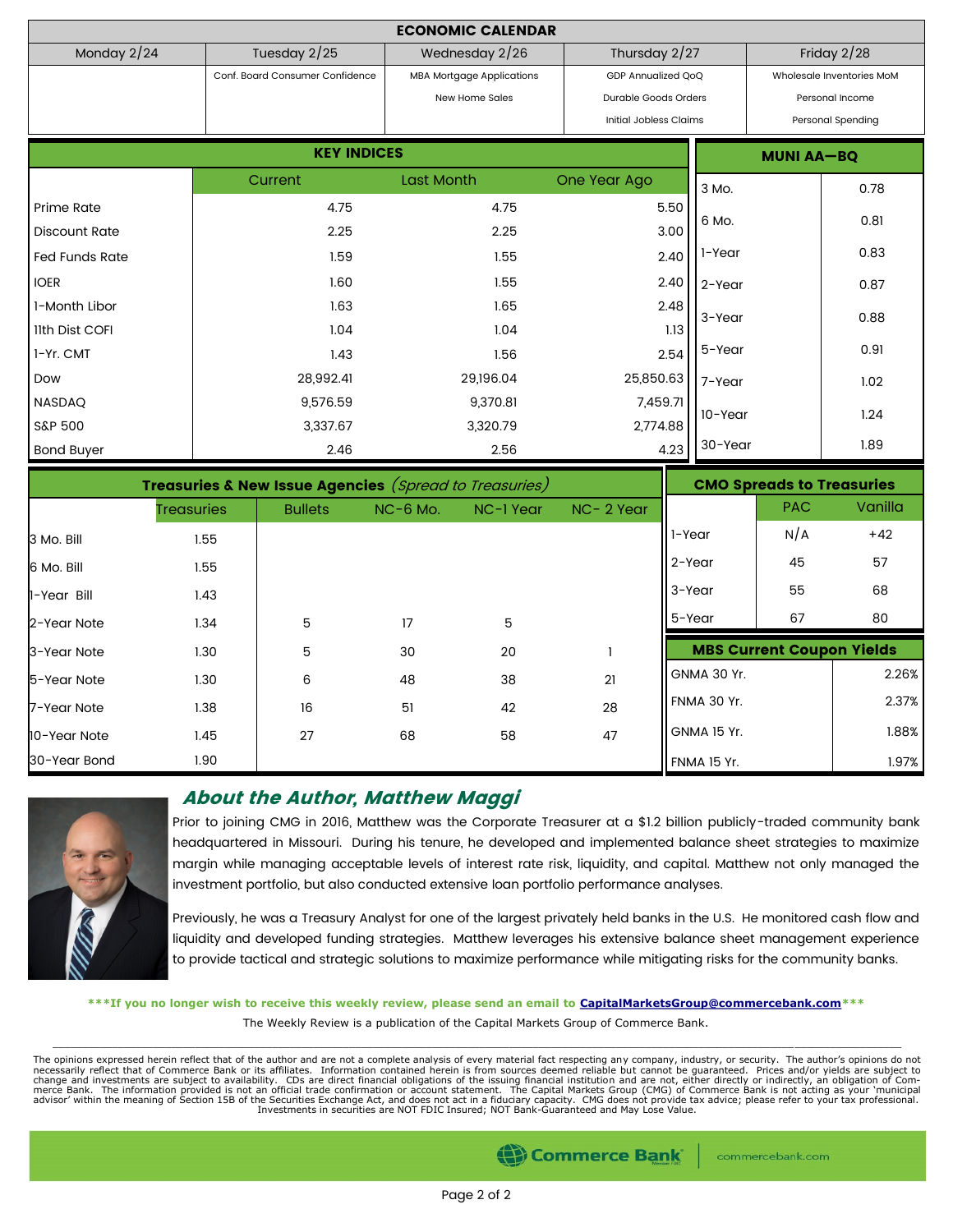## ECONOMIC CALENDAR

| Monday 2/24 | Tuesday 2/25 | Wednesday 2/26 | Thursday 2/27 | Friday 2/28 |
|---|---|---|---|---|
| | Conf. Board Consumer Confidence | MBA Mortgage Applications | GDP Annualized QoQ | Wholesale Inventories MoM |
| | | New Home Sales | Durable Goods Orders | Personal Income |
| | | | Initial Jobless Claims | Personal Spending |

## KEY INDICES

| | Current | Last Month | One Year Ago |
|---|---|---|---|
| Prime Rate | 4.75 | 4.75 | 5.50 |
| Discount Rate | 2.25 | 2.25 | 3.00 |
| Fed Funds Rate | 1.59 | 1.55 | 2.40 |
| IOER | 1.60 | 1.55 | 2.40 |
| 1-Month Libor | 1.63 | 1.65 | 2.48 |
| 11th Dist COFI | 1.04 | 1.04 | 1.13 |
| 1-Yr. CMT | 1.43 | 1.56 | 2.54 |
| Dow | 28,992.41 | 29,196.04 | 25,850.63 |
| NASDAQ | 9,576.59 | 9,370.81 | 7,459.71 |
| S&P 500 | 3,337.67 | 3,320.79 | 2,774.88 |
| Bond Buyer | 2.46 | 2.56 | 4.23 |

## MUNI AA—BQ

| | |
|---|---|
| 3 Mo. | 0.78 |
| 6 Mo. | 0.81 |
| 1-Year | 0.83 |
| 2-Year | 0.87 |
| 3-Year | 0.88 |
| 5-Year | 0.91 |
| 7-Year | 1.02 |
| 10-Year | 1.24 |
| 30-Year | 1.89 |

## Treasuries & New Issue Agencies *(Spread to Treasuries)*

| | Treasuries | Bullets | NC-6 Mo. | NC-1 Year | NC- 2 Year |
|---|---|---|---|---|---|
| 3 Mo. Bill | 1.55 | | | | |
| 6 Mo. Bill | 1.55 | | | | |
| 1-Year Bill | 1.43 | | | | |
| 2-Year Note | 1.34 | 5 | 17 | 5 | |
| 3-Year Note | 1.30 | 5 | 30 | 20 | 1 |
| 5-Year Note | 1.30 | 6 | 48 | 38 | 21 |
| 7-Year Note | 1.38 | 16 | 51 | 42 | 28 |
| 10-Year Note | 1.45 | 27 | 68 | 58 | 47 |
| 30-Year Bond | 1.90 | | | | |

## CMO Spreads to Treasuries

| | PAC | Vanilla |
|---|---|---|
| 1-Year | N/A | +42 |
| 2-Year | 45 | 57 |
| 3-Year | 55 | 68 |
| 5-Year | 67 | 80 |

## MBS Current Coupon Yields

| | |
|---|---|
| GNMA 30 Yr. | 2.26% |
| FNMA 30 Yr. | 2.37% |
| GNMA 15 Yr. | 1.88% |
| FNMA 15 Yr. | 1.97% |

## *About the Author, Matthew Maggi*

Prior to joining CMG in 2016, Matthew was the Corporate Treasurer at a $1.2 billion publicly-traded community bank headquartered in Missouri. During his tenure, he developed and implemented balance sheet strategies to maximize margin while managing acceptable levels of interest rate risk, liquidity, and capital. Matthew not only managed the investment portfolio, but also conducted extensive loan portfolio performance analyses.

Previously, he was a Treasury Analyst for one of the largest privately held banks in the U.S. He monitored cash flow and liquidity and developed funding strategies. Matthew leverages his extensive balance sheet management experience to provide tactical and strategic solutions to maximize performance while mitigating risks for the community banks.

**\*\*\*If you no longer wish to receive this weekly review, please send an email to CapitalMarketsGroup@commercebank.com\*\*\***

The Weekly Review is a publication of the Capital Markets Group of Commerce Bank.

The opinions expressed herein reflect that of the author and are not a complete analysis of every material fact respecting any company, industry, or security. The author's opinions do not necessarily reflect that of Commerce Bank or its affiliates. Information contained herein is from sources deemed reliable but cannot be guaranteed. Prices and/or yields are subject to change and investments are subject to availability. CDs are direct financial obligations of the issuing financial institution and are not, either directly or indirectly, an obligation of Commerce Bank. The information provided is not an official trade confirmation or account statement. The Capital Markets Group (CMG) of Commerce Bank is not acting as your 'municipal advisor' within the meaning of Section 15B of the Securities Exchange Act, and does not act in a fiduciary capacity. CMG does not provide tax advice; please refer to your tax professional. Investments in securities are NOT FDIC Insured; NOT Bank-Guaranteed and May Lose Value.

Commerce Bank | commercebank.com